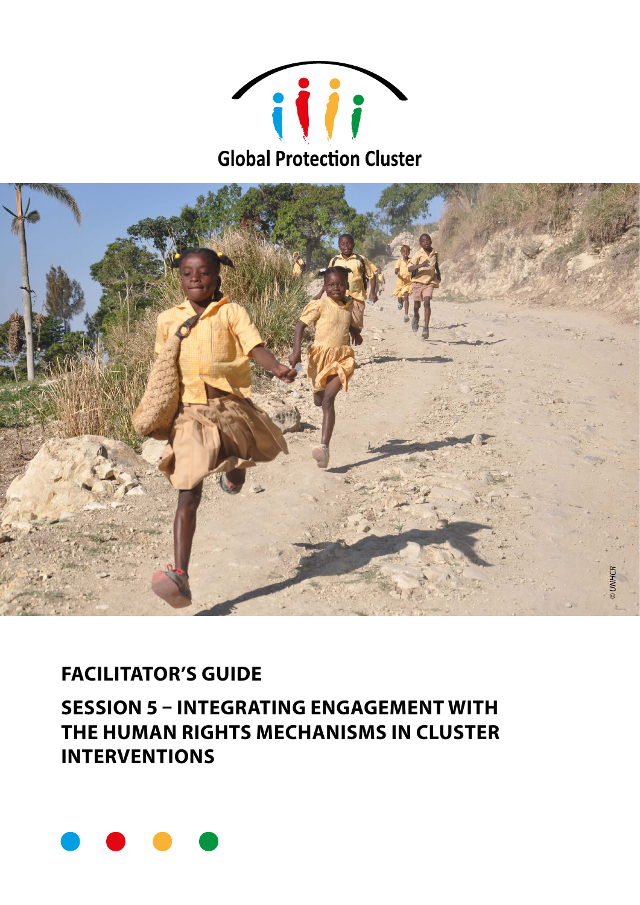Global Protection Cluster

© UNHCR

# FACILITATOR'S GUIDE

## SESSION 5 – INTEGRATING ENGAGEMENT WITH THE HUMAN RIGHTS MECHANISMS IN CLUSTER INTERVENTIONS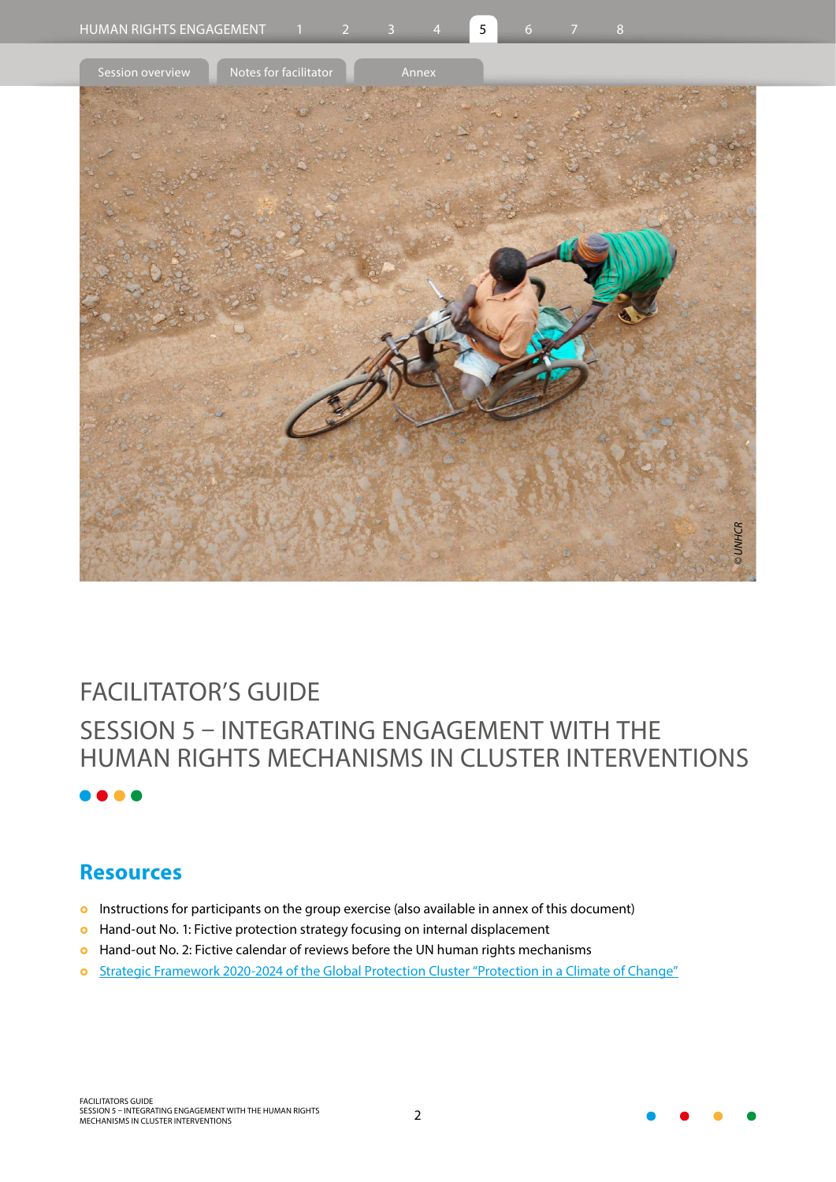# FACILITATOR'S GUIDE

## SESSION 5 – INTEGRATING ENGAGEMENT WITH THE HUMAN RIGHTS MECHANISMS IN CLUSTER INTERVENTIONS

### Resources

- Instructions for participants on the group exercise (also available in annex of this document)
- Hand-out No. 1: Fictive protection strategy focusing on internal displacement
- Hand-out No. 2: Fictive calendar of reviews before the UN human rights mechanisms
- Strategic Framework 2020-2024 of the Global Protection Cluster "Protection in a Climate of Change"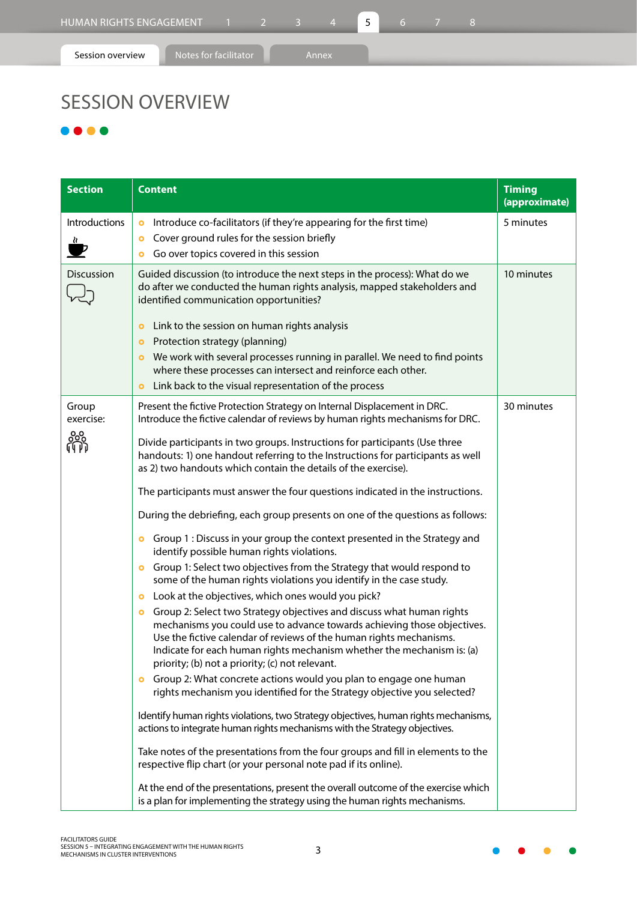# SESSION OVERVIEW

| Section | Content | Timing (approximate) |
|---|---|---|
| Introductions | • Introduce co-facilitators (if they're appearing for the first time)<br>• Cover ground rules for the session briefly<br>• Go over topics covered in this session | 5 minutes |
| Discussion | Guided discussion (to introduce the next steps in the process): What do we do after we conducted the human rights analysis, mapped stakeholders and identified communication opportunities?<br><br>• Link to the session on human rights analysis<br>• Protection strategy (planning)<br>• We work with several processes running in parallel. We need to find points where these processes can intersect and reinforce each other.<br>• Link back to the visual representation of the process | 10 minutes |
| Group exercise: | Present the fictive Protection Strategy on Internal Displacement in DRC. Introduce the fictive calendar of reviews by human rights mechanisms for DRC.<br><br>Divide participants in two groups. Instructions for participants (Use three handouts: 1) one handout referring to the Instructions for participants as well as 2) two handouts which contain the details of the exercise).<br><br>The participants must answer the four questions indicated in the instructions.<br><br>During the debriefing, each group presents on one of the questions as follows:<br><br>• Group 1 : Discuss in your group the context presented in the Strategy and identify possible human rights violations.<br>• Group 1: Select two objectives from the Strategy that would respond to some of the human rights violations you identify in the case study.<br>• Look at the objectives, which ones would you pick?<br>• Group 2: Select two Strategy objectives and discuss what human rights mechanisms you could use to advance towards achieving those objectives. Use the fictive calendar of reviews of the human rights mechanisms. Indicate for each human rights mechanism whether the mechanism is: (a) priority; (b) not a priority; (c) not relevant.<br>• Group 2: What concrete actions would you plan to engage one human rights mechanism you identified for the Strategy objective you selected?<br><br>Identify human rights violations, two Strategy objectives, human rights mechanisms, actions to integrate human rights mechanisms with the Strategy objectives.<br><br>Take notes of the presentations from the four groups and fill in elements to the respective flip chart (or your personal note pad if its online).<br><br>At the end of the presentations, present the overall outcome of the exercise which is a plan for implementing the strategy using the human rights mechanisms. | 30 minutes |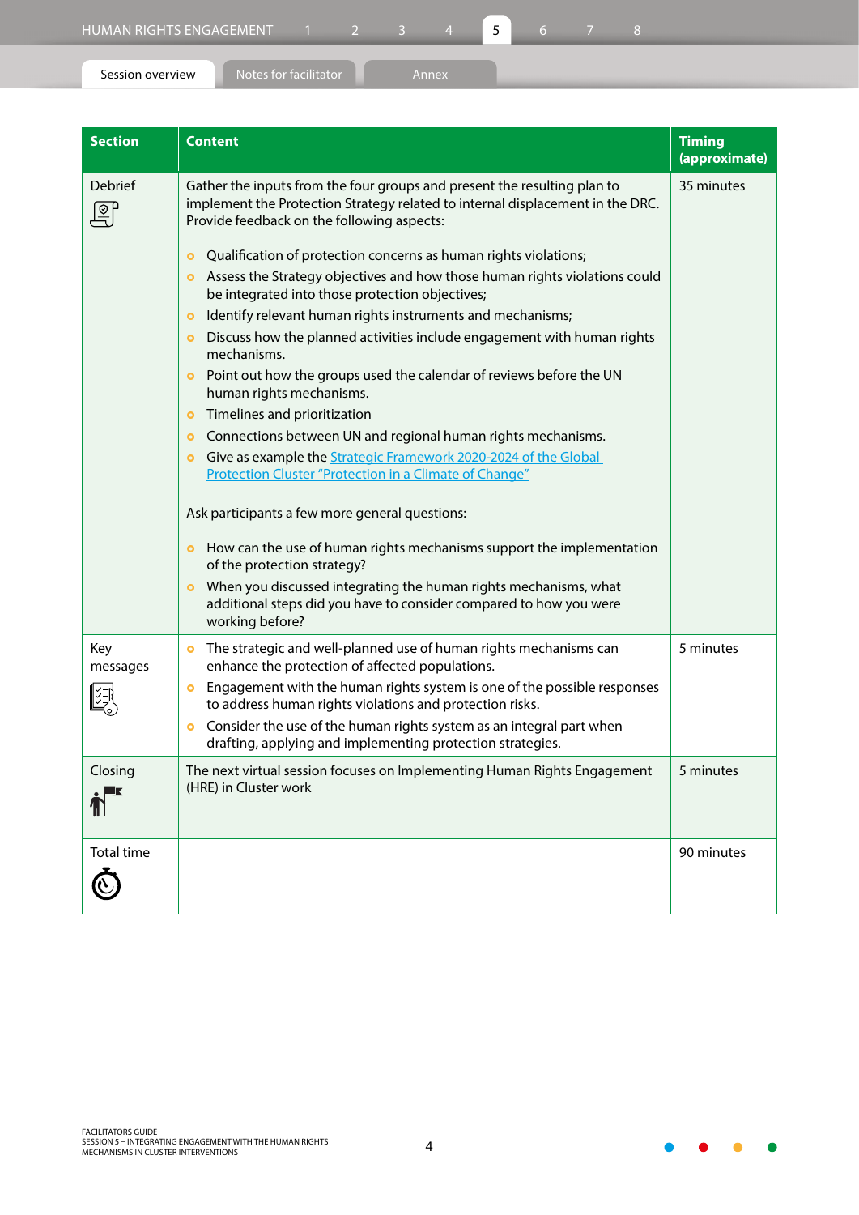| Section | Content | Timing (approximate) |
|---|---|---|
| Debrief | Gather the inputs from the four groups and present the resulting plan to implement the Protection Strategy related to internal displacement in the DRC. Provide feedback on the following aspects:<br><br>- Qualification of protection concerns as human rights violations;<br>- Assess the Strategy objectives and how those human rights violations could be integrated into those protection objectives;<br>- Identify relevant human rights instruments and mechanisms;<br>- Discuss how the planned activities include engagement with human rights mechanisms.<br>- Point out how the groups used the calendar of reviews before the UN human rights mechanisms.<br>- Timelines and prioritization<br>- Connections between UN and regional human rights mechanisms.<br>- Give as example the Strategic Framework 2020-2024 of the Global Protection Cluster "Protection in a Climate of Change"<br><br>Ask participants a few more general questions:<br><br>- How can the use of human rights mechanisms support the implementation of the protection strategy?<br>- When you discussed integrating the human rights mechanisms, what additional steps did you have to consider compared to how you were working before? | 35 minutes |
| Key messages | - The strategic and well-planned use of human rights mechanisms can enhance the protection of affected populations.<br>- Engagement with the human rights system is one of the possible responses to address human rights violations and protection risks.<br>- Consider the use of the human rights system as an integral part when drafting, applying and implementing protection strategies. | 5 minutes |
| Closing | The next virtual session focuses on Implementing Human Rights Engagement (HRE) in Cluster work | 5 minutes |
| Total time | | 90 minutes |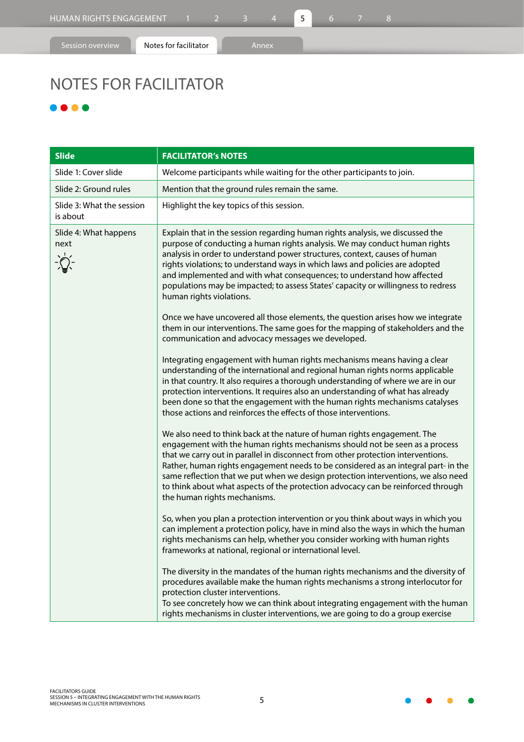# NOTES FOR FACILITATOR

| Slide | FACILITATOR's NOTES |
|---|---|
| Slide 1: Cover slide | Welcome participants while waiting for the other participants to join. |
| Slide 2: Ground rules | Mention that the ground rules remain the same. |
| Slide 3: What the session is about | Highlight the key topics of this session. |
| Slide 4: What happens next | Explain that in the session regarding human rights analysis, we discussed the purpose of conducting a human rights analysis. We may conduct human rights analysis in order to understand power structures, context, causes of human rights violations; to understand ways in which laws and policies are adopted and implemented and with what consequences; to understand how affected populations may be impacted; to assess States' capacity or willingness to redress human rights violations.<br><br>Once we have uncovered all those elements, the question arises how we integrate them in our interventions. The same goes for the mapping of stakeholders and the communication and advocacy messages we developed.<br><br>Integrating engagement with human rights mechanisms means having a clear understanding of the international and regional human rights norms applicable in that country. It also requires a thorough understanding of where we are in our protection interventions. It requires also an understanding of what has already been done so that the engagement with the human rights mechanisms catalyses those actions and reinforces the effects of those interventions.<br><br>We also need to think back at the nature of human rights engagement. The engagement with the human rights mechanisms should not be seen as a process that we carry out in parallel in disconnect from other protection interventions. Rather, human rights engagement needs to be considered as an integral part- in the same reflection that we put when we design protection interventions, we also need to think about what aspects of the protection advocacy can be reinforced through the human rights mechanisms.<br><br>So, when you plan a protection intervention or you think about ways in which you can implement a protection policy, have in mind also the ways in which the human rights mechanisms can help, whether you consider working with human rights frameworks at national, regional or international level.<br><br>The diversity in the mandates of the human rights mechanisms and the diversity of procedures available make the human rights mechanisms a strong interlocutor for protection cluster interventions.<br>To see concretely how we can think about integrating engagement with the human rights mechanisms in cluster interventions, we are going to do a group exercise |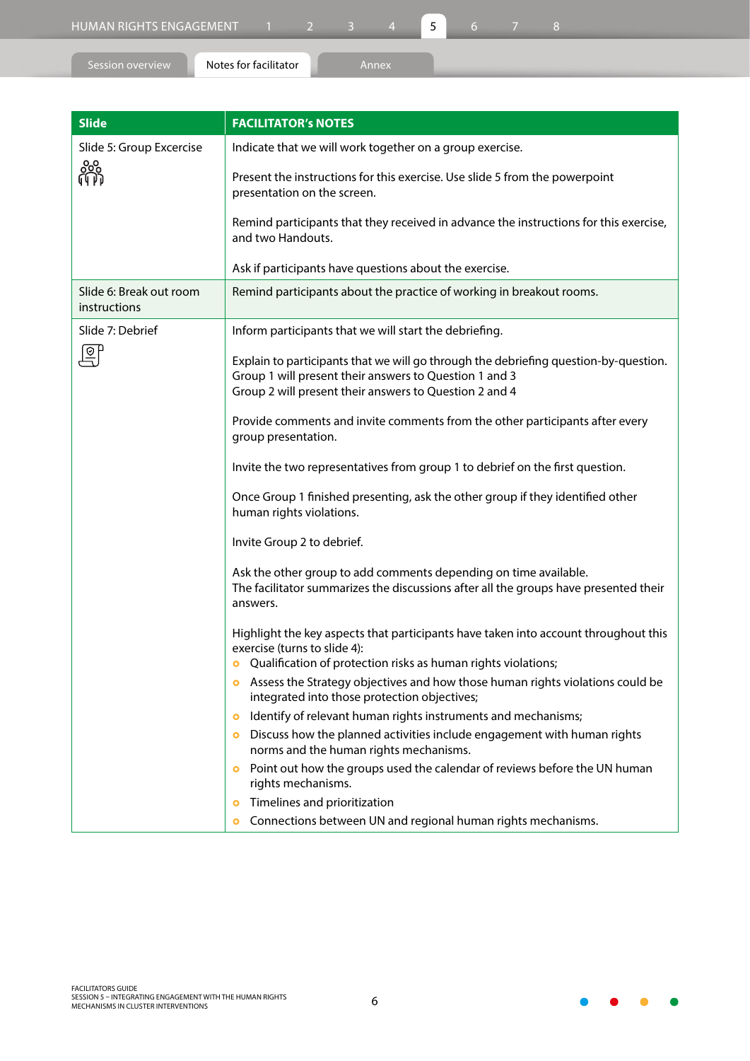| Slide | FACILITATOR's NOTES |
|---|---|
| Slide 5: Group Excercise | Indicate that we will work together on a group exercise.<br><br>Present the instructions for this exercise. Use slide 5 from the powerpoint presentation on the screen.<br><br>Remind participants that they received in advance the instructions for this exercise, and two Handouts.<br><br>Ask if participants have questions about the exercise. |
| Slide 6: Break out room instructions | Remind participants about the practice of working in breakout rooms. |
| Slide 7: Debrief | Inform participants that we will start the debriefing.<br><br>Explain to participants that we will go through the debriefing question-by-question.<br>Group 1 will present their answers to Question 1 and 3<br>Group 2 will present their answers to Question 2 and 4<br><br>Provide comments and invite comments from the other participants after every group presentation.<br><br>Invite the two representatives from group 1 to debrief on the first question.<br><br>Once Group 1 finished presenting, ask the other group if they identified other human rights violations.<br><br>Invite Group 2 to debrief.<br><br>Ask the other group to add comments depending on time available.<br>The facilitator summarizes the discussions after all the groups have presented their answers.<br><br>Highlight the key aspects that participants have taken into account throughout this exercise (turns to slide 4):<br>• Qualification of protection risks as human rights violations;<br>• Assess the Strategy objectives and how those human rights violations could be integrated into those protection objectives;<br>• Identify of relevant human rights instruments and mechanisms;<br>• Discuss how the planned activities include engagement with human rights norms and the human rights mechanisms.<br>• Point out how the groups used the calendar of reviews before the UN human rights mechanisms.<br>• Timelines and prioritization<br>• Connections between UN and regional human rights mechanisms. |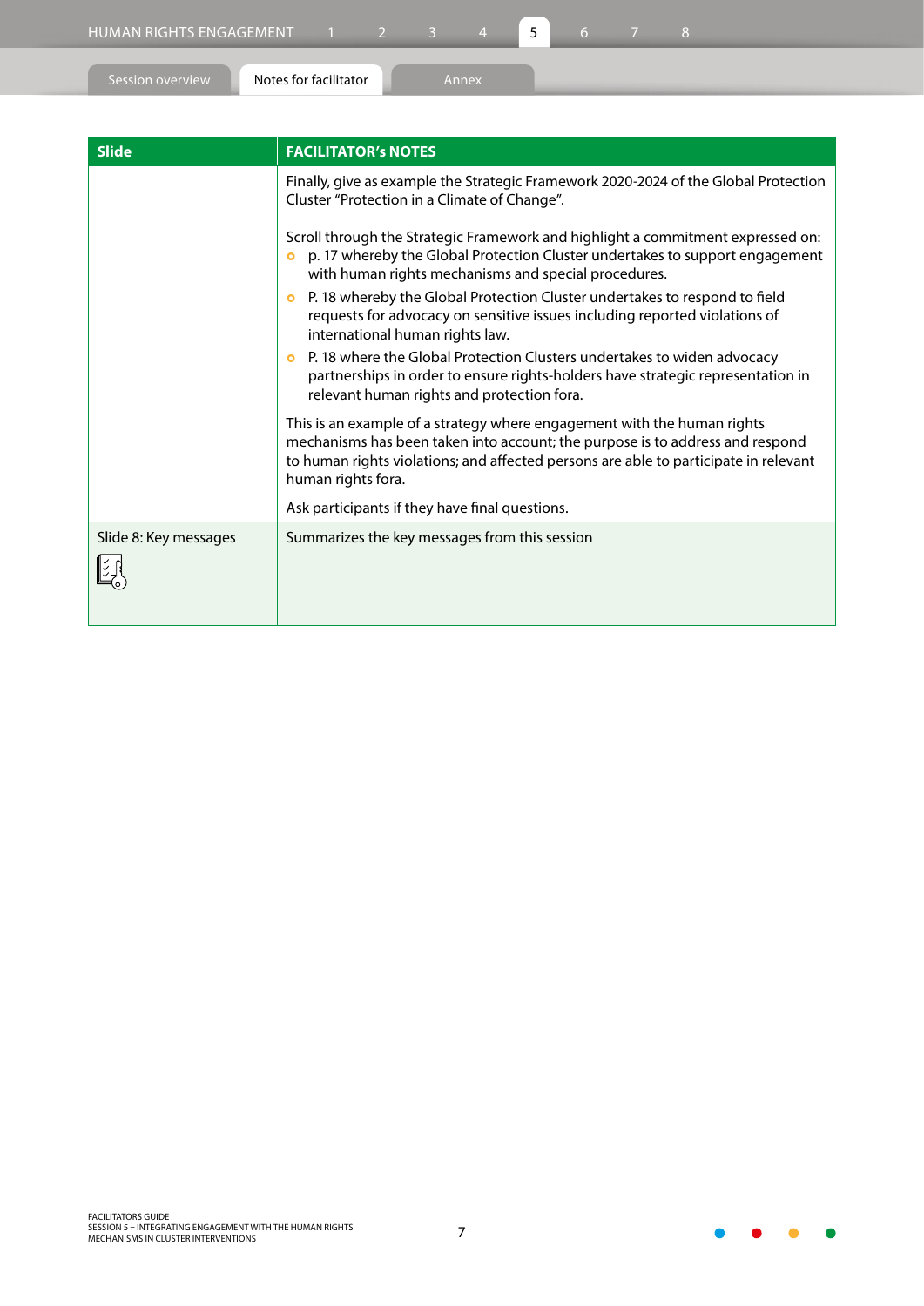| Slide | FACILITATOR's NOTES |
| --- | --- |
| | Finally, give as example the Strategic Framework 2020-2024 of the Global Protection Cluster "Protection in a Climate of Change".<br><br>Scroll through the Strategic Framework and highlight a commitment expressed on:<br>• p. 17 whereby the Global Protection Cluster undertakes to support engagement with human rights mechanisms and special procedures.<br>• P. 18 whereby the Global Protection Cluster undertakes to respond to field requests for advocacy on sensitive issues including reported violations of international human rights law.<br>• P. 18 where the Global Protection Clusters undertakes to widen advocacy partnerships in order to ensure rights-holders have strategic representation in relevant human rights and protection fora.<br><br>This is an example of a strategy where engagement with the human rights mechanisms has been taken into account; the purpose is to address and respond to human rights violations; and affected persons are able to participate in relevant human rights fora.<br><br>Ask participants if they have final questions. |
| Slide 8: Key messages | Summarizes the key messages from this session |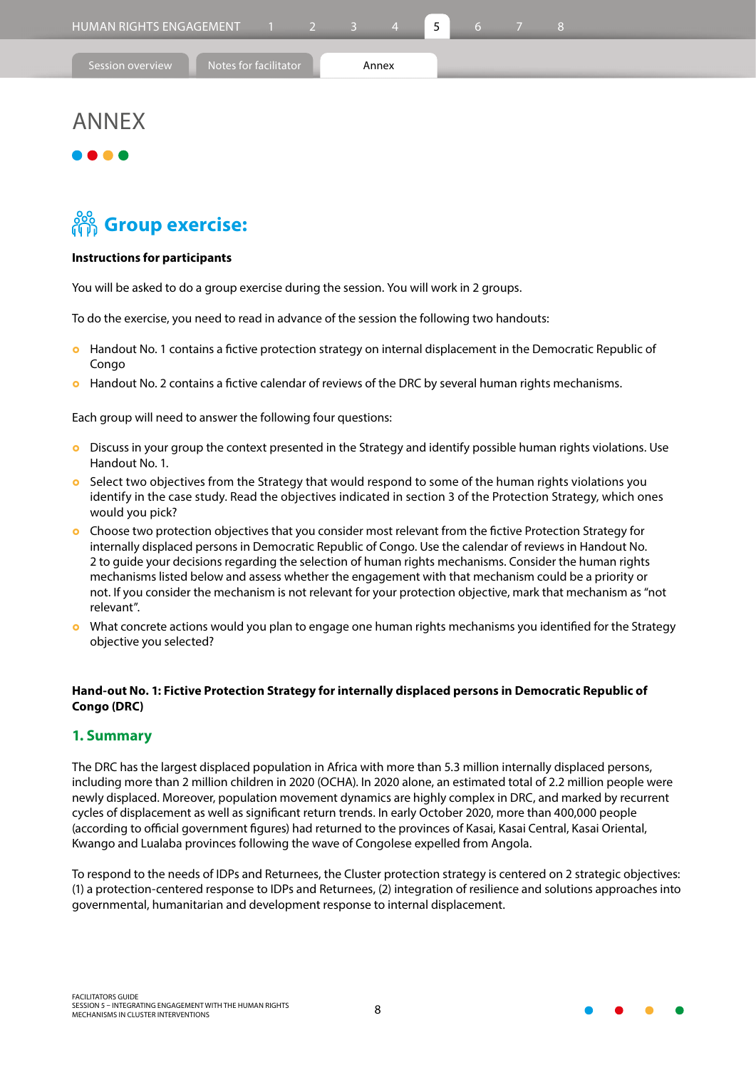# ANNEX

## Group exercise:

**Instructions for participants**

You will be asked to do a group exercise during the session. You will work in 2 groups.

To do the exercise, you need to read in advance of the session the following two handouts:

- Handout No. 1 contains a fictive protection strategy on internal displacement in the Democratic Republic of Congo
- Handout No. 2 contains a fictive calendar of reviews of the DRC by several human rights mechanisms.

Each group will need to answer the following four questions:

- Discuss in your group the context presented in the Strategy and identify possible human rights violations. Use Handout No. 1.
- Select two objectives from the Strategy that would respond to some of the human rights violations you identify in the case study. Read the objectives indicated in section 3 of the Protection Strategy, which ones would you pick?
- Choose two protection objectives that you consider most relevant from the fictive Protection Strategy for internally displaced persons in Democratic Republic of Congo. Use the calendar of reviews in Handout No. 2 to guide your decisions regarding the selection of human rights mechanisms. Consider the human rights mechanisms listed below and assess whether the engagement with that mechanism could be a priority or not. If you consider the mechanism is not relevant for your protection objective, mark that mechanism as "not relevant".
- What concrete actions would you plan to engage one human rights mechanisms you identified for the Strategy objective you selected?

**Hand-out No. 1: Fictive Protection Strategy for internally displaced persons in Democratic Republic of Congo (DRC)**

### 1. Summary

The DRC has the largest displaced population in Africa with more than 5.3 million internally displaced persons, including more than 2 million children in 2020 (OCHA). In 2020 alone, an estimated total of 2.2 million people were newly displaced. Moreover, population movement dynamics are highly complex in DRC, and marked by recurrent cycles of displacement as well as significant return trends. In early October 2020, more than 400,000 people (according to official government figures) had returned to the provinces of Kasai, Kasai Central, Kasai Oriental, Kwango and Lualaba provinces following the wave of Congolese expelled from Angola.

To respond to the needs of IDPs and Returnees, the Cluster protection strategy is centered on 2 strategic objectives: (1) a protection-centered response to IDPs and Returnees, (2) integration of resilience and solutions approaches into governmental, humanitarian and development response to internal displacement.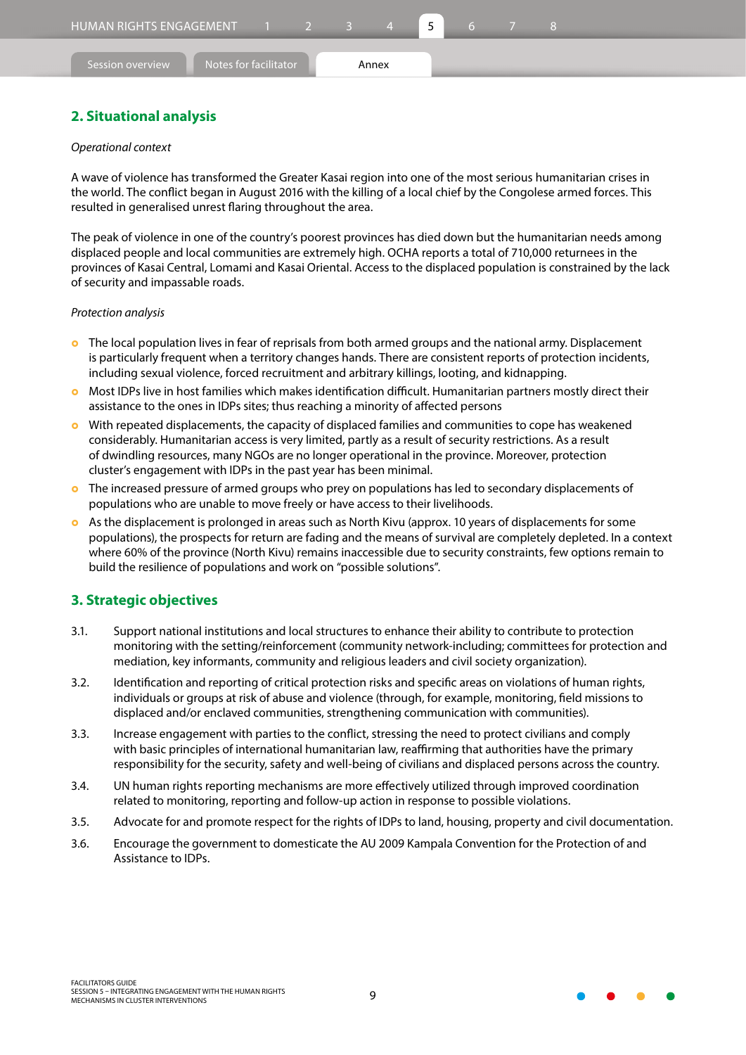## 2. Situational analysis

*Operational context*

A wave of violence has transformed the Greater Kasai region into one of the most serious humanitarian crises in the world. The conflict began in August 2016 with the killing of a local chief by the Congolese armed forces. This resulted in generalised unrest flaring throughout the area.

The peak of violence in one of the country's poorest provinces has died down but the humanitarian needs among displaced people and local communities are extremely high. OCHA reports a total of 710,000 returnees in the provinces of Kasai Central, Lomami and Kasai Oriental. Access to the displaced population is constrained by the lack of security and impassable roads.

*Protection analysis*

- The local population lives in fear of reprisals from both armed groups and the national army. Displacement is particularly frequent when a territory changes hands. There are consistent reports of protection incidents, including sexual violence, forced recruitment and arbitrary killings, looting, and kidnapping.
- Most IDPs live in host families which makes identification difficult. Humanitarian partners mostly direct their assistance to the ones in IDPs sites; thus reaching a minority of affected persons
- With repeated displacements, the capacity of displaced families and communities to cope has weakened considerably. Humanitarian access is very limited, partly as a result of security restrictions. As a result of dwindling resources, many NGOs are no longer operational in the province. Moreover, protection cluster's engagement with IDPs in the past year has been minimal.
- The increased pressure of armed groups who prey on populations has led to secondary displacements of populations who are unable to move freely or have access to their livelihoods.
- As the displacement is prolonged in areas such as North Kivu (approx. 10 years of displacements for some populations), the prospects for return are fading and the means of survival are completely depleted. In a context where 60% of the province (North Kivu) remains inaccessible due to security constraints, few options remain to build the resilience of populations and work on "possible solutions".

## 3. Strategic objectives

3.1. Support national institutions and local structures to enhance their ability to contribute to protection monitoring with the setting/reinforcement (community network-including; committees for protection and mediation, key informants, community and religious leaders and civil society organization).

3.2. Identification and reporting of critical protection risks and specific areas on violations of human rights, individuals or groups at risk of abuse and violence (through, for example, monitoring, field missions to displaced and/or enclaved communities, strengthening communication with communities).

3.3. Increase engagement with parties to the conflict, stressing the need to protect civilians and comply with basic principles of international humanitarian law, reaffirming that authorities have the primary responsibility for the security, safety and well-being of civilians and displaced persons across the country.

3.4. UN human rights reporting mechanisms are more effectively utilized through improved coordination related to monitoring, reporting and follow-up action in response to possible violations.

3.5. Advocate for and promote respect for the rights of IDPs to land, housing, property and civil documentation.

3.6. Encourage the government to domesticate the AU 2009 Kampala Convention for the Protection of and Assistance to IDPs.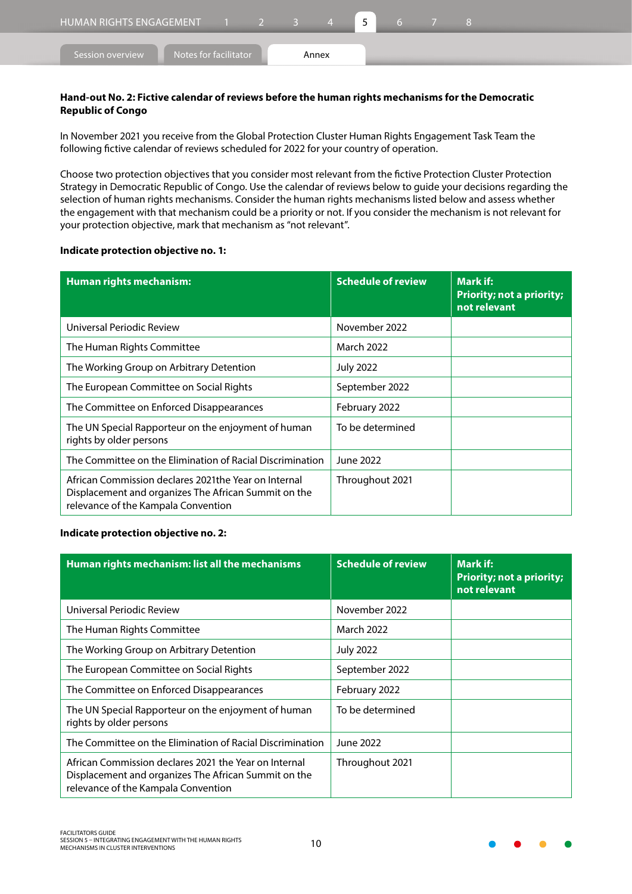**Hand-out No. 2: Fictive calendar of reviews before the human rights mechanisms for the Democratic Republic of Congo**

In November 2021 you receive from the Global Protection Cluster Human Rights Engagement Task Team the following fictive calendar of reviews scheduled for 2022 for your country of operation.

Choose two protection objectives that you consider most relevant from the fictive Protection Cluster Protection Strategy in Democratic Republic of Congo. Use the calendar of reviews below to guide your decisions regarding the selection of human rights mechanisms. Consider the human rights mechanisms listed below and assess whether the engagement with that mechanism could be a priority or not. If you consider the mechanism is not relevant for your protection objective, mark that mechanism as "not relevant".

**Indicate protection objective no. 1:**

| Human rights mechanism: | Schedule of review | Mark if: Priority; not a priority; not relevant |
|---|---|---|
| Universal Periodic Review | November 2022 | |
| The Human Rights Committee | March 2022 | |
| The Working Group on Arbitrary Detention | July 2022 | |
| The European Committee on Social Rights | September 2022 | |
| The Committee on Enforced Disappearances | February 2022 | |
| The UN Special Rapporteur on the enjoyment of human rights by older persons | To be determined | |
| The Committee on the Elimination of Racial Discrimination | June 2022 | |
| African Commission declares 2021the Year on Internal Displacement and organizes The African Summit on the relevance of the Kampala Convention | Throughout 2021 | |

**Indicate protection objective no. 2:**

| Human rights mechanism: list all the mechanisms | Schedule of review | Mark if: Priority; not a priority; not relevant |
|---|---|---|
| Universal Periodic Review | November 2022 | |
| The Human Rights Committee | March 2022 | |
| The Working Group on Arbitrary Detention | July 2022 | |
| The European Committee on Social Rights | September 2022 | |
| The Committee on Enforced Disappearances | February 2022 | |
| The UN Special Rapporteur on the enjoyment of human rights by older persons | To be determined | |
| The Committee on the Elimination of Racial Discrimination | June 2022 | |
| African Commission declares 2021 the Year on Internal Displacement and organizes The African Summit on the relevance of the Kampala Convention | Throughout 2021 | |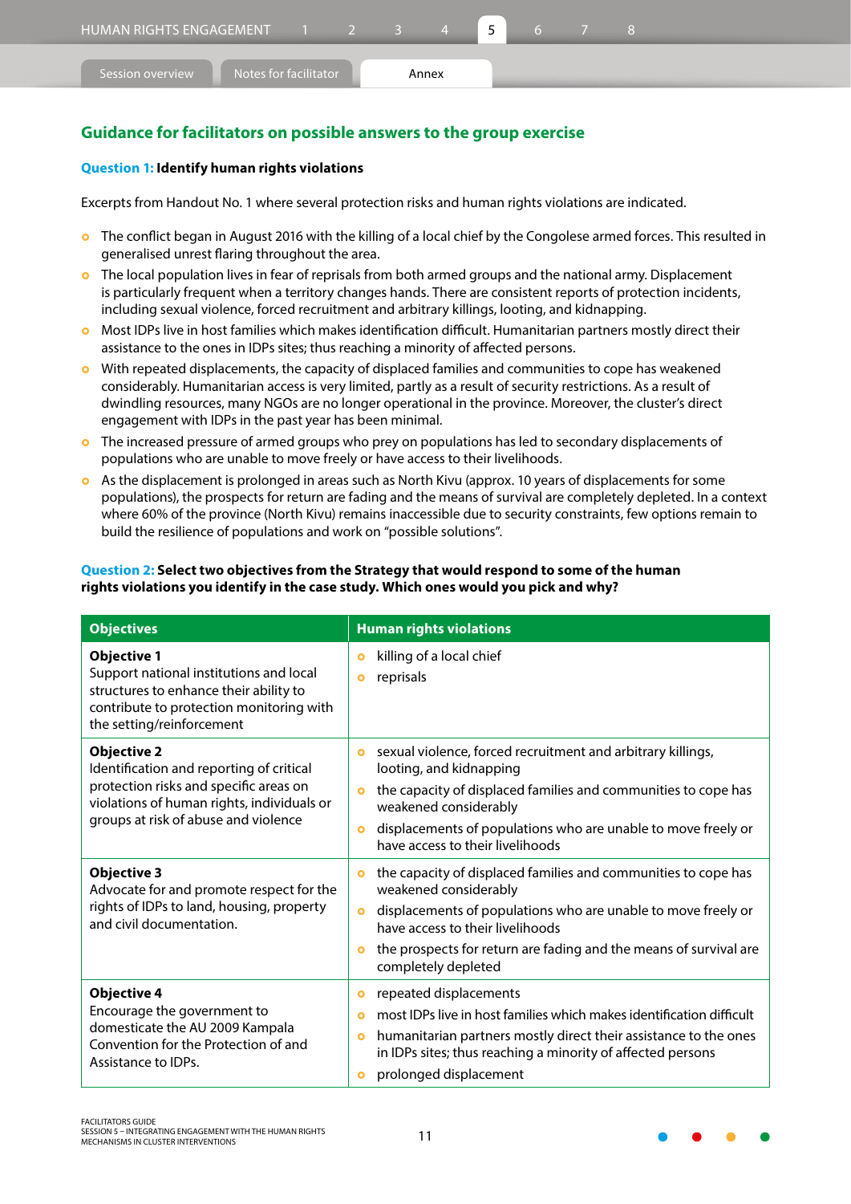## Guidance for facilitators on possible answers to the group exercise

**Question 1: Identify human rights violations**

Excerpts from Handout No. 1 where several protection risks and human rights violations are indicated.

- The conflict began in August 2016 with the killing of a local chief by the Congolese armed forces. This resulted in generalised unrest flaring throughout the area.
- The local population lives in fear of reprisals from both armed groups and the national army. Displacement is particularly frequent when a territory changes hands. There are consistent reports of protection incidents, including sexual violence, forced recruitment and arbitrary killings, looting, and kidnapping.
- Most IDPs live in host families which makes identification difficult. Humanitarian partners mostly direct their assistance to the ones in IDPs sites; thus reaching a minority of affected persons.
- With repeated displacements, the capacity of displaced families and communities to cope has weakened considerably. Humanitarian access is very limited, partly as a result of security restrictions. As a result of dwindling resources, many NGOs are no longer operational in the province. Moreover, the cluster's direct engagement with IDPs in the past year has been minimal.
- The increased pressure of armed groups who prey on populations has led to secondary displacements of populations who are unable to move freely or have access to their livelihoods.
- As the displacement is prolonged in areas such as North Kivu (approx. 10 years of displacements for some populations), the prospects for return are fading and the means of survival are completely depleted. In a context where 60% of the province (North Kivu) remains inaccessible due to security constraints, few options remain to build the resilience of populations and work on "possible solutions".

**Question 2: Select two objectives from the Strategy that would respond to some of the human rights violations you identify in the case study. Which ones would you pick and why?**

| Objectives | Human rights violations |
|---|---|
| **Objective 1**<br>Support national institutions and local structures to enhance their ability to contribute to protection monitoring with the setting/reinforcement | • killing of a local chief<br>• reprisals |
| **Objective 2**<br>Identification and reporting of critical protection risks and specific areas on violations of human rights, individuals or groups at risk of abuse and violence | • sexual violence, forced recruitment and arbitrary killings, looting, and kidnapping<br>• the capacity of displaced families and communities to cope has weakened considerably<br>• displacements of populations who are unable to move freely or have access to their livelihoods |
| **Objective 3**<br>Advocate for and promote respect for the rights of IDPs to land, housing, property and civil documentation. | • the capacity of displaced families and communities to cope has weakened considerably<br>• displacements of populations who are unable to move freely or have access to their livelihoods<br>• the prospects for return are fading and the means of survival are completely depleted |
| **Objective 4**<br>Encourage the government to domesticate the AU 2009 Kampala Convention for the Protection of and Assistance to IDPs. | • repeated displacements<br>• most IDPs live in host families which makes identification difficult<br>• humanitarian partners mostly direct their assistance to the ones in IDPs sites; thus reaching a minority of affected persons<br>• prolonged displacement |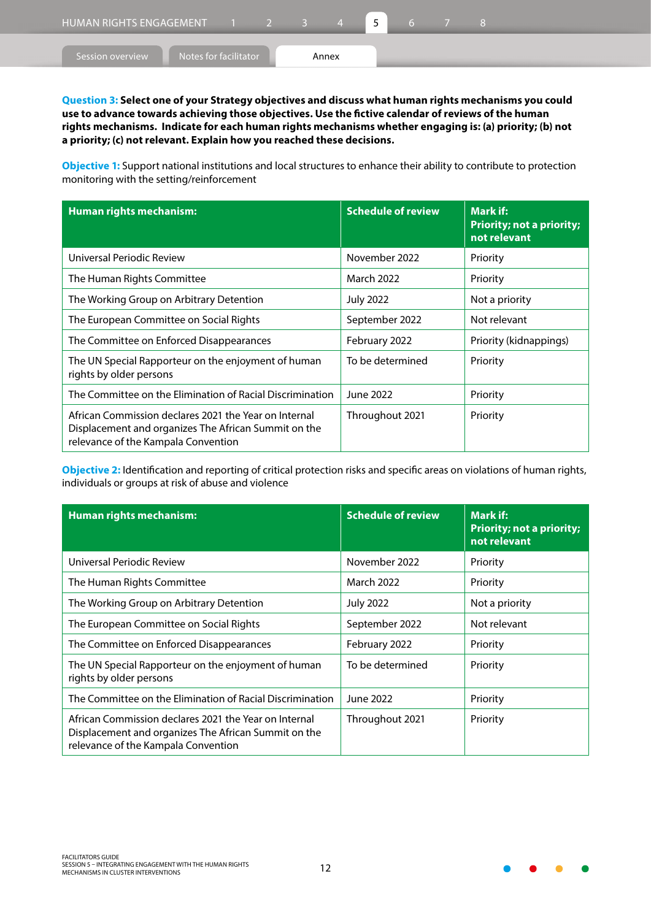**Question 3: Select one of your Strategy objectives and discuss what human rights mechanisms you could use to advance towards achieving those objectives. Use the fictive calendar of reviews of the human rights mechanisms. Indicate for each human rights mechanisms whether engaging is: (a) priority; (b) not a priority; (c) not relevant. Explain how you reached these decisions.**

**Objective 1:** Support national institutions and local structures to enhance their ability to contribute to protection monitoring with the setting/reinforcement

| Human rights mechanism: | Schedule of review | Mark if: Priority; not a priority; not relevant |
|---|---|---|
| Universal Periodic Review | November 2022 | Priority |
| The Human Rights Committee | March 2022 | Priority |
| The Working Group on Arbitrary Detention | July 2022 | Not a priority |
| The European Committee on Social Rights | September 2022 | Not relevant |
| The Committee on Enforced Disappearances | February 2022 | Priority (kidnappings) |
| The UN Special Rapporteur on the enjoyment of human rights by older persons | To be determined | Priority |
| The Committee on the Elimination of Racial Discrimination | June 2022 | Priority |
| African Commission declares 2021 the Year on Internal Displacement and organizes The African Summit on the relevance of the Kampala Convention | Throughout 2021 | Priority |

**Objective 2:** Identification and reporting of critical protection risks and specific areas on violations of human rights, individuals or groups at risk of abuse and violence

| Human rights mechanism: | Schedule of review | Mark if: Priority; not a priority; not relevant |
|---|---|---|
| Universal Periodic Review | November 2022 | Priority |
| The Human Rights Committee | March 2022 | Priority |
| The Working Group on Arbitrary Detention | July 2022 | Not a priority |
| The European Committee on Social Rights | September 2022 | Not relevant |
| The Committee on Enforced Disappearances | February 2022 | Priority |
| The UN Special Rapporteur on the enjoyment of human rights by older persons | To be determined | Priority |
| The Committee on the Elimination of Racial Discrimination | June 2022 | Priority |
| African Commission declares 2021 the Year on Internal Displacement and organizes The African Summit on the relevance of the Kampala Convention | Throughout 2021 | Priority |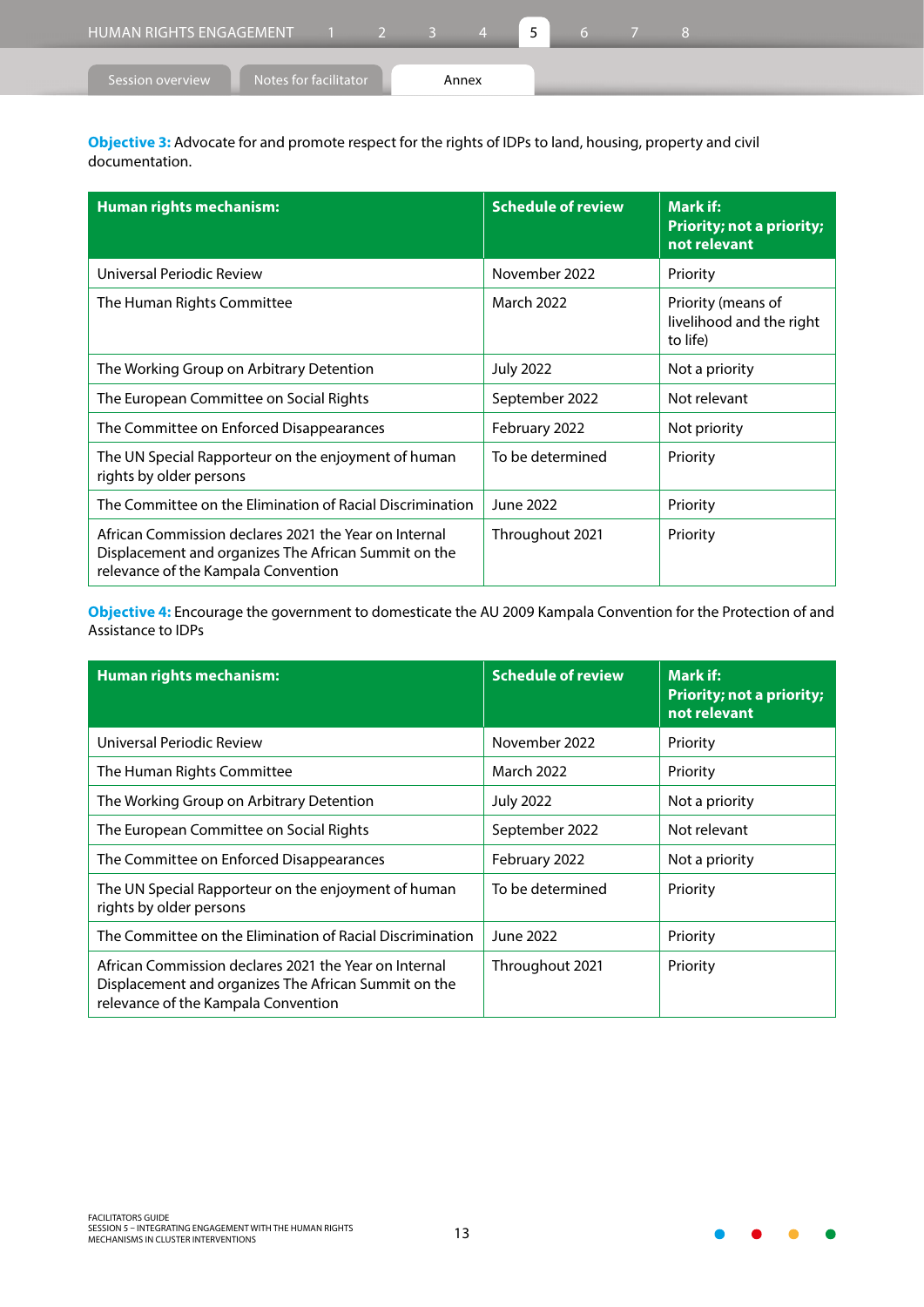**Objective 3:** Advocate for and promote respect for the rights of IDPs to land, housing, property and civil documentation.

| Human rights mechanism: | Schedule of review | Mark if: Priority; not a priority; not relevant |
|---|---|---|
| Universal Periodic Review | November 2022 | Priority |
| The Human Rights Committee | March 2022 | Priority (means of livelihood and the right to life) |
| The Working Group on Arbitrary Detention | July 2022 | Not a priority |
| The European Committee on Social Rights | September 2022 | Not relevant |
| The Committee on Enforced Disappearances | February 2022 | Not priority |
| The UN Special Rapporteur on the enjoyment of human rights by older persons | To be determined | Priority |
| The Committee on the Elimination of Racial Discrimination | June 2022 | Priority |
| African Commission declares 2021 the Year on Internal Displacement and organizes The African Summit on the relevance of the Kampala Convention | Throughout 2021 | Priority |

**Objective 4:** Encourage the government to domesticate the AU 2009 Kampala Convention for the Protection of and Assistance to IDPs

| Human rights mechanism: | Schedule of review | Mark if: Priority; not a priority; not relevant |
|---|---|---|
| Universal Periodic Review | November 2022 | Priority |
| The Human Rights Committee | March 2022 | Priority |
| The Working Group on Arbitrary Detention | July 2022 | Not a priority |
| The European Committee on Social Rights | September 2022 | Not relevant |
| The Committee on Enforced Disappearances | February 2022 | Not a priority |
| The UN Special Rapporteur on the enjoyment of human rights by older persons | To be determined | Priority |
| The Committee on the Elimination of Racial Discrimination | June 2022 | Priority |
| African Commission declares 2021 the Year on Internal Displacement and organizes The African Summit on the relevance of the Kampala Convention | Throughout 2021 | Priority |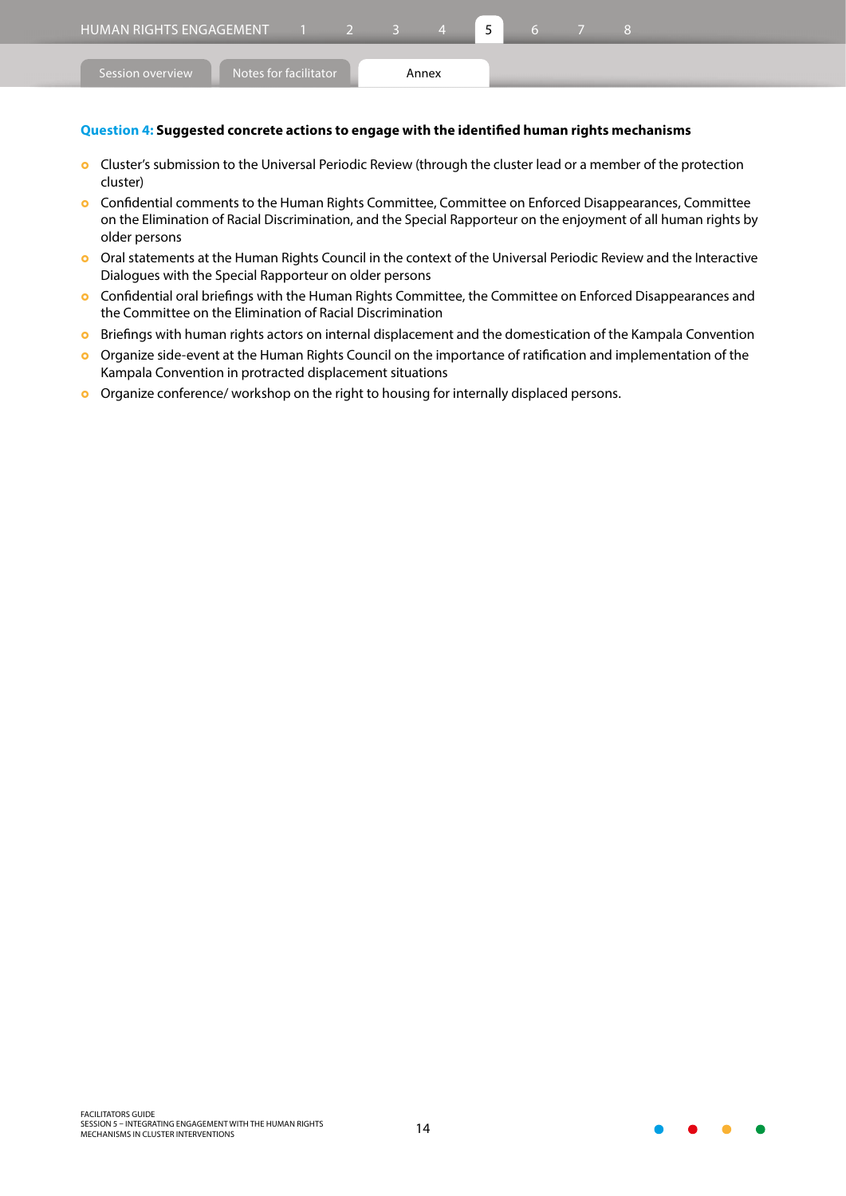**Question 4: Suggested concrete actions to engage with the identified human rights mechanisms**

- Cluster's submission to the Universal Periodic Review (through the cluster lead or a member of the protection cluster)
- Confidential comments to the Human Rights Committee, Committee on Enforced Disappearances, Committee on the Elimination of Racial Discrimination, and the Special Rapporteur on the enjoyment of all human rights by older persons
- Oral statements at the Human Rights Council in the context of the Universal Periodic Review and the Interactive Dialogues with the Special Rapporteur on older persons
- Confidential oral briefings with the Human Rights Committee, the Committee on Enforced Disappearances and the Committee on the Elimination of Racial Discrimination
- Briefings with human rights actors on internal displacement and the domestication of the Kampala Convention
- Organize side-event at the Human Rights Council on the importance of ratification and implementation of the Kampala Convention in protracted displacement situations
- Organize conference/ workshop on the right to housing for internally displaced persons.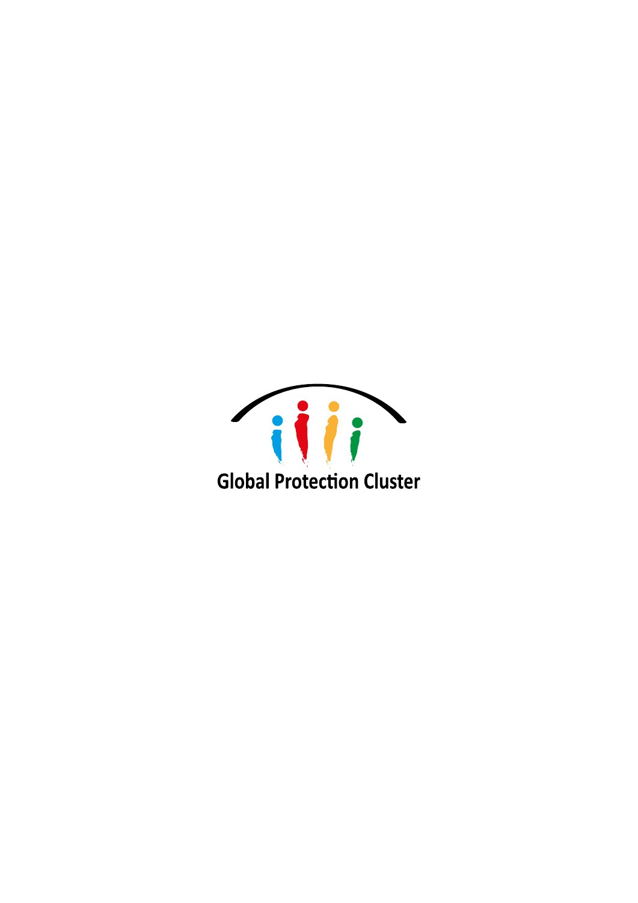Global Protection Cluster